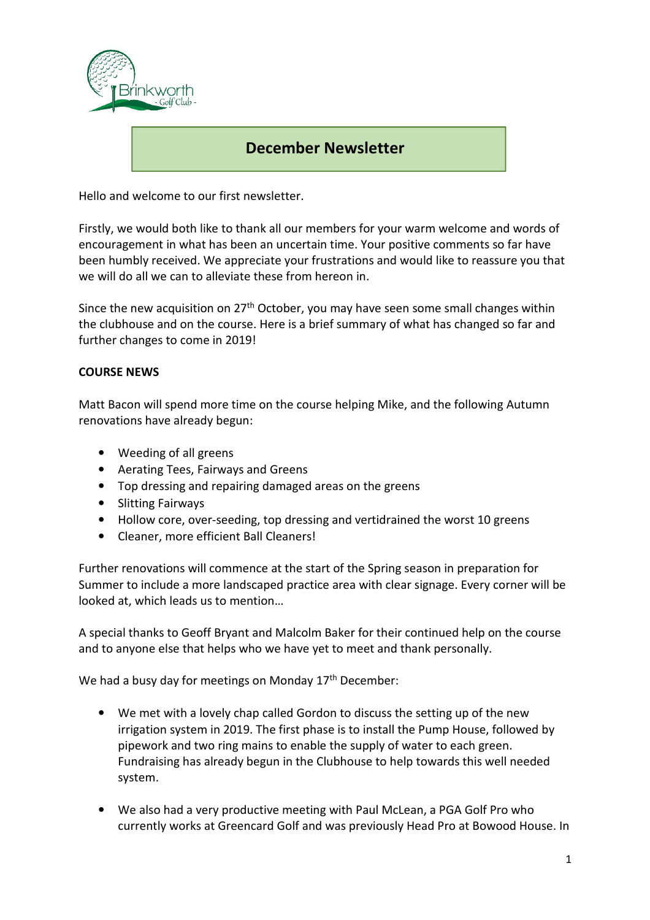# December Newsletter

Hello and welcome to our first newsletter.

Firstly, we would both like to thank all our members for your warm welcome and words of encouragement in what has been an uncertain time. Your positive comments so far have been humbly received. We appreciate your frustrations and would like to reassure you that we will do all we can to alleviate these from hereon in.

Since the new acquisition on 27th October, you may have seen some small changes within the clubhouse and on the course. Here is a brief summary of what has changed so far and further changes to come in 2019!

**COURSE NEWS**

Matt Bacon will spend more time on the course helping Mike, and the following Autumn renovations have already begun:

- Weeding of all greens
- Aerating Tees, Fairways and Greens
- Top dressing and repairing damaged areas on the greens
- Slitting Fairways
- Hollow core, over-seeding, top dressing and vertidrained the worst 10 greens
- Cleaner, more efficient Ball Cleaners!

Further renovations will commence at the start of the Spring season in preparation for Summer to include a more landscaped practice area with clear signage. Every corner will be looked at, which leads us to mention…

A special thanks to Geoff Bryant and Malcolm Baker for their continued help on the course and to anyone else that helps who we have yet to meet and thank personally.

We had a busy day for meetings on Monday 17th December:

- We met with a lovely chap called Gordon to discuss the setting up of the new irrigation system in 2019. The first phase is to install the Pump House, followed by pipework and two ring mains to enable the supply of water to each green. Fundraising has already begun in the Clubhouse to help towards this well needed system.
- We also had a very productive meeting with Paul McLean, a PGA Golf Pro who currently works at Greencard Golf and was previously Head Pro at Bowood House. In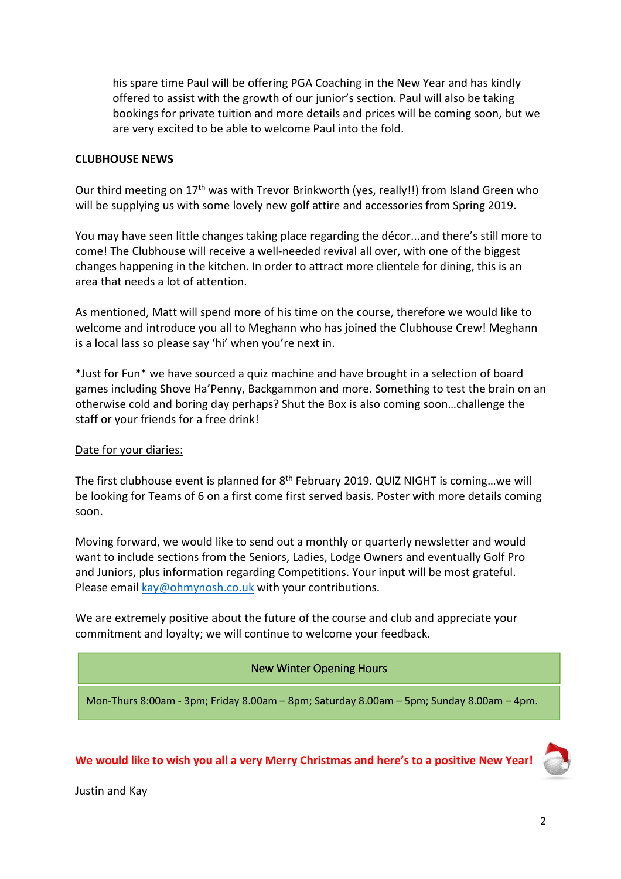his spare time Paul will be offering PGA Coaching in the New Year and has kindly offered to assist with the growth of our junior's section. Paul will also be taking bookings for private tuition and more details and prices will be coming soon, but we are very excited to be able to welcome Paul into the fold.

**CLUBHOUSE NEWS**

Our third meeting on 17th was with Trevor Brinkworth (yes, really!!) from Island Green who will be supplying us with some lovely new golf attire and accessories from Spring 2019.

You may have seen little changes taking place regarding the décor...and there's still more to come! The Clubhouse will receive a well-needed revival all over, with one of the biggest changes happening in the kitchen. In order to attract more clientele for dining, this is an area that needs a lot of attention.

As mentioned, Matt will spend more of his time on the course, therefore we would like to welcome and introduce you all to Meghann who has joined the Clubhouse Crew! Meghann is a local lass so please say 'hi' when you're next in.

*Just for Fun* we have sourced a quiz machine and have brought in a selection of board games including Shove Ha'Penny, Backgammon and more. Something to test the brain on an otherwise cold and boring day perhaps? Shut the Box is also coming soon…challenge the staff or your friends for a free drink!

<u>Date for your diaries:</u>

The first clubhouse event is planned for 8th February 2019. QUIZ NIGHT is coming…we will be looking for Teams of 6 on a first come first served basis. Poster with more details coming soon.

Moving forward, we would like to send out a monthly or quarterly newsletter and would want to include sections from the Seniors, Ladies, Lodge Owners and eventually Golf Pro and Juniors, plus information regarding Competitions. Your input will be most grateful. Please email kay@ohmynosh.co.uk with your contributions.

We are extremely positive about the future of the course and club and appreciate your commitment and loyalty; we will continue to welcome your feedback.

| New Winter Opening Hours |
| --- |
| Mon-Thurs 8:00am - 3pm; Friday 8.00am – 8pm; Saturday 8.00am – 5pm; Sunday 8.00am – 4pm. |

**We would like to wish you all a very Merry Christmas and here's to a positive New Year!**

Justin and Kay